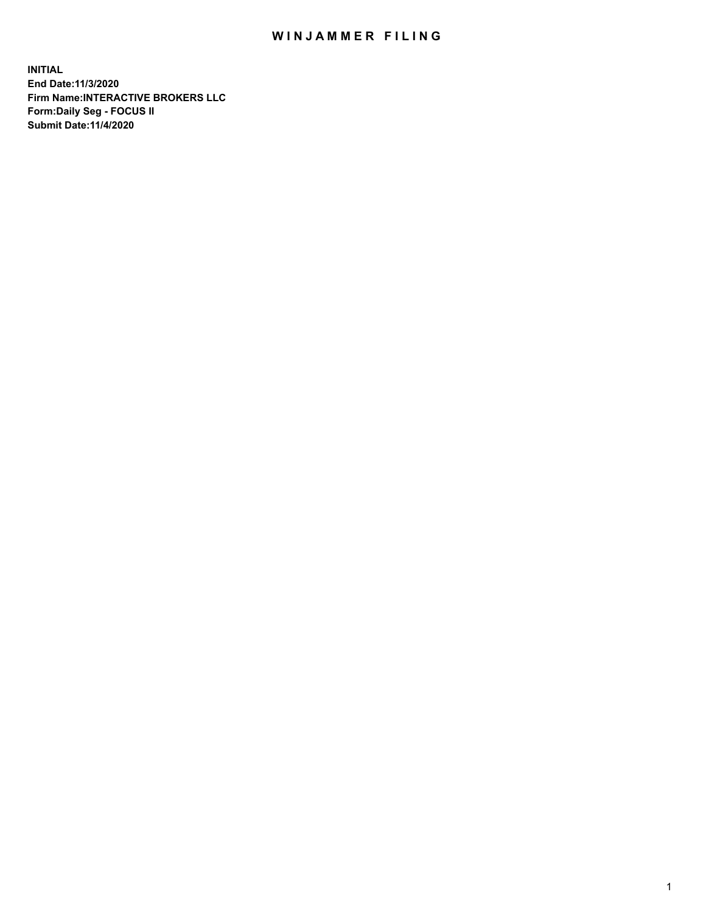# WINJAMMER FILING

**INITIAL**
**End Date:11/3/2020**
**Firm Name:INTERACTIVE BROKERS LLC**
**Form:Daily Seg - FOCUS II**
**Submit Date:11/4/2020**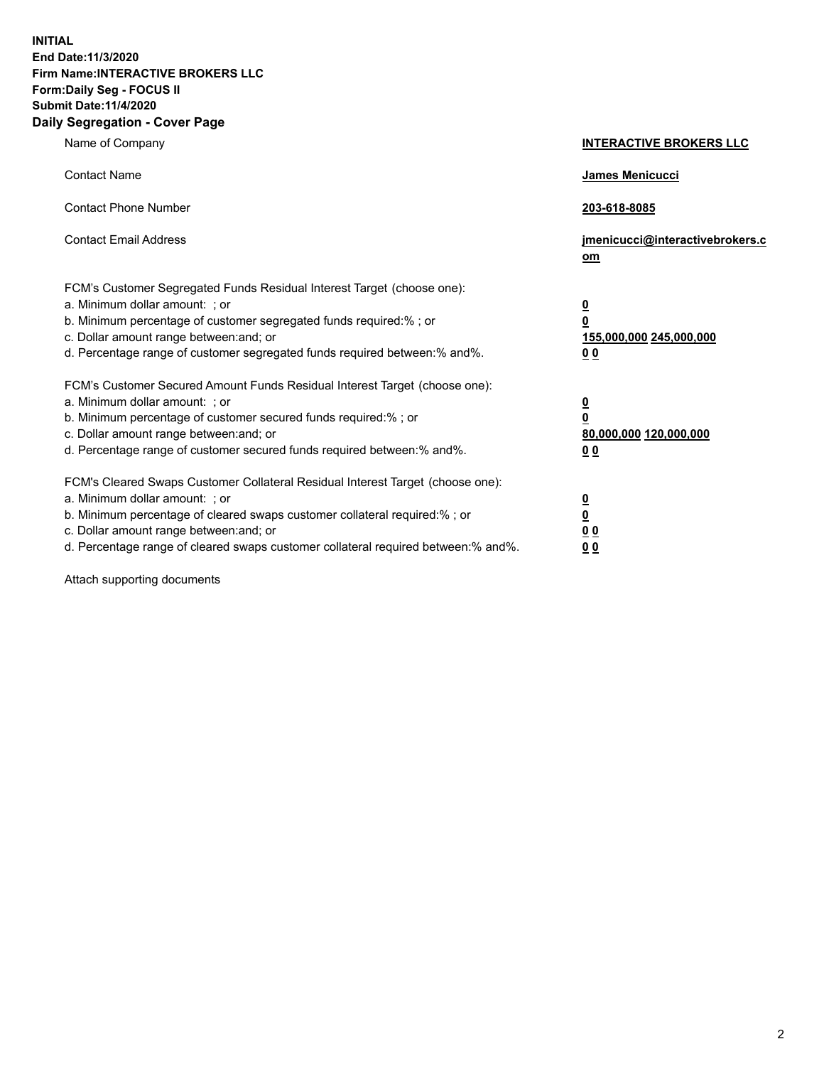**INITIAL**
**End Date:11/3/2020**
**Firm Name:INTERACTIVE BROKERS LLC**
**Form:Daily Seg - FOCUS II**
**Submit Date:11/4/2020**

## Daily Segregation - Cover Page

| | |
|---|---|
| Name of Company | **INTERACTIVE BROKERS LLC** |
| Contact Name | **James Menicucci** |
| Contact Phone Number | **203-618-8085** |
| Contact Email Address | **jmenicucci@interactivebrokers.com** |

FCM's Customer Segregated Funds Residual Interest Target (choose one):

| | |
|---|---|
| a. Minimum dollar amount: ; or | **0** |
| b. Minimum percentage of customer segregated funds required:% ; or | **0** |
| c. Dollar amount range between:and; or | **155,000,000** **245,000,000** |
| d. Percentage range of customer segregated funds required between:% and%. | **0** **0** |

FCM's Customer Secured Amount Funds Residual Interest Target (choose one):

| | |
|---|---|
| a. Minimum dollar amount: ; or | **0** |
| b. Minimum percentage of customer secured funds required:% ; or | **0** |
| c. Dollar amount range between:and; or | **80,000,000** **120,000,000** |
| d. Percentage range of customer secured funds required between:% and%. | **0** **0** |

FCM's Cleared Swaps Customer Collateral Residual Interest Target (choose one):

| | |
|---|---|
| a. Minimum dollar amount: ; or | **0** |
| b. Minimum percentage of cleared swaps customer collateral required:% ; or | **0** |
| c. Dollar amount range between:and; or | **0** **0** |
| d. Percentage range of cleared swaps customer collateral required between:% and%. | **0** **0** |

Attach supporting documents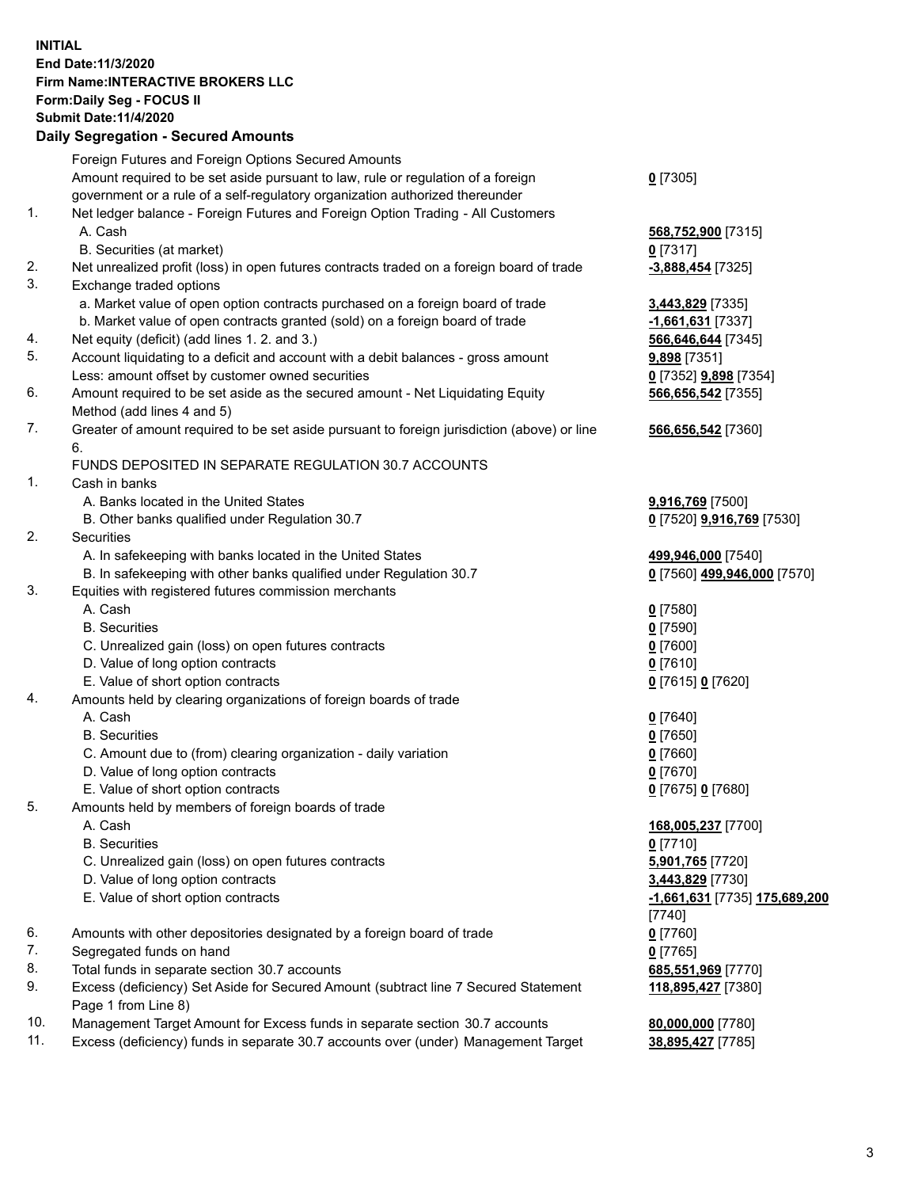**INITIAL**
**End Date:11/3/2020**
**Firm Name:INTERACTIVE BROKERS LLC**
**Form:Daily Seg - FOCUS II**
**Submit Date:11/4/2020**

### Daily Segregation - Secured Amounts

| | | |
|---|---|---|
| | Foreign Futures and Foreign Options Secured Amounts | |
| | Amount required to be set aside pursuant to law, rule or regulation of a foreign government or a rule of a self-regulatory organization authorized thereunder | **0** [7305] |
| 1. | Net ledger balance - Foreign Futures and Foreign Option Trading - All Customers | |
| | A. Cash | **568,752,900** [7315] |
| | B. Securities (at market) | **0** [7317] |
| 2. | Net unrealized profit (loss) in open futures contracts traded on a foreign board of trade | **-3,888,454** [7325] |
| 3. | Exchange traded options | |
| | a. Market value of open option contracts purchased on a foreign board of trade | **3,443,829** [7335] |
| | b. Market value of open contracts granted (sold) on a foreign board of trade | **-1,661,631** [7337] |
| 4. | Net equity (deficit) (add lines 1. 2. and 3.) | **566,646,644** [7345] |
| 5. | Account liquidating to a deficit and account with a debit balances - gross amount | **9,898** [7351] |
| | Less: amount offset by customer owned securities | **0** [7352] **9,898** [7354] |
| 6. | Amount required to be set aside as the secured amount - Net Liquidating Equity Method (add lines 4 and 5) | **566,656,542** [7355] |
| 7. | Greater of amount required to be set aside pursuant to foreign jurisdiction (above) or line 6. | **566,656,542** [7360] |
| | FUNDS DEPOSITED IN SEPARATE REGULATION 30.7 ACCOUNTS | |
| 1. | Cash in banks | |
| | A. Banks located in the United States | **9,916,769** [7500] |
| | B. Other banks qualified under Regulation 30.7 | **0** [7520] **9,916,769** [7530] |
| 2. | Securities | |
| | A. In safekeeping with banks located in the United States | **499,946,000** [7540] |
| | B. In safekeeping with other banks qualified under Regulation 30.7 | **0** [7560] **499,946,000** [7570] |
| 3. | Equities with registered futures commission merchants | |
| | A. Cash | **0** [7580] |
| | B. Securities | **0** [7590] |
| | C. Unrealized gain (loss) on open futures contracts | **0** [7600] |
| | D. Value of long option contracts | **0** [7610] |
| | E. Value of short option contracts | **0** [7615] **0** [7620] |
| 4. | Amounts held by clearing organizations of foreign boards of trade | |
| | A. Cash | **0** [7640] |
| | B. Securities | **0** [7650] |
| | C. Amount due to (from) clearing organization - daily variation | **0** [7660] |
| | D. Value of long option contracts | **0** [7670] |
| | E. Value of short option contracts | **0** [7675] **0** [7680] |
| 5. | Amounts held by members of foreign boards of trade | |
| | A. Cash | **168,005,237** [7700] |
| | B. Securities | **0** [7710] |
| | C. Unrealized gain (loss) on open futures contracts | **5,901,765** [7720] |
| | D. Value of long option contracts | **3,443,829** [7730] |
| | E. Value of short option contracts | **-1,661,631** [7735] **175,689,200** [7740] |
| 6. | Amounts with other depositories designated by a foreign board of trade | **0** [7760] |
| 7. | Segregated funds on hand | **0** [7765] |
| 8. | Total funds in separate section 30.7 accounts | **685,551,969** [7770] |
| 9. | Excess (deficiency) Set Aside for Secured Amount (subtract line 7 Secured Statement Page 1 from Line 8) | **118,895,427** [7380] |
| 10. | Management Target Amount for Excess funds in separate section 30.7 accounts | **80,000,000** [7780] |
| 11. | Excess (deficiency) funds in separate 30.7 accounts over (under) Management Target | **38,895,427** [7785] |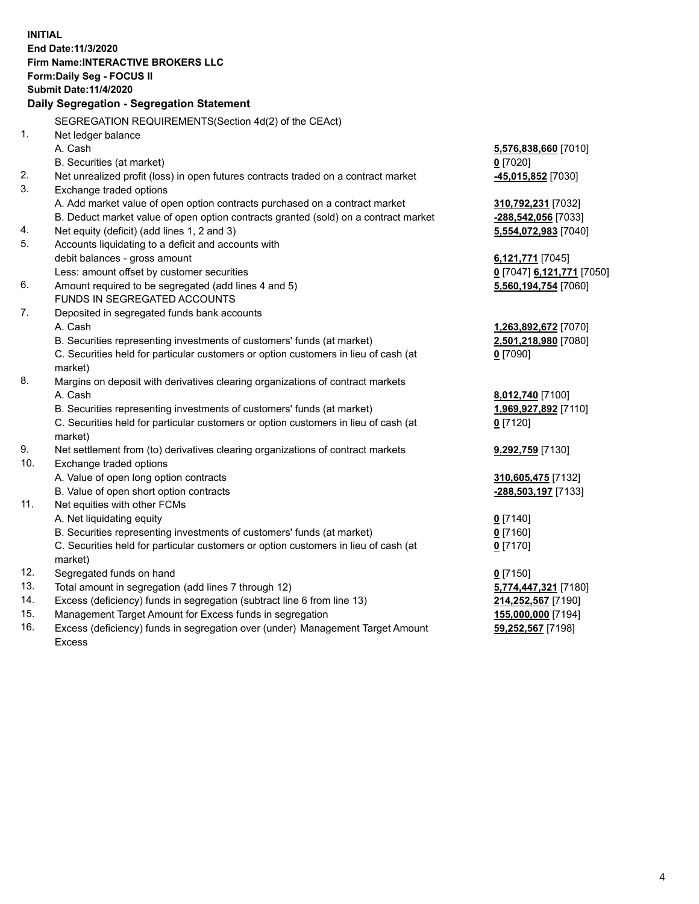**INITIAL**
**End Date:11/3/2020**
**Firm Name:INTERACTIVE BROKERS LLC**
**Form:Daily Seg - FOCUS II**
**Submit Date:11/4/2020**

**Daily Segregation - Segregation Statement**

| | | |
|---|---|---|
| | SEGREGATION REQUIREMENTS(Section 4d(2) of the CEAct) | |
| 1. | Net ledger balance | |
| | A. Cash | **5,576,838,660** [7010] |
| | B. Securities (at market) | **0** [7020] |
| 2. | Net unrealized profit (loss) in open futures contracts traded on a contract market | **-45,015,852** [7030] |
| 3. | Exchange traded options | |
| | A. Add market value of open option contracts purchased on a contract market | **310,792,231** [7032] |
| | B. Deduct market value of open option contracts granted (sold) on a contract market | **-288,542,056** [7033] |
| 4. | Net equity (deficit) (add lines 1, 2 and 3) | **5,554,072,983** [7040] |
| 5. | Accounts liquidating to a deficit and accounts with | |
| | debit balances - gross amount | **6,121,771** [7045] |
| | Less: amount offset by customer securities | **0** [7047] **6,121,771** [7050] |
| 6. | Amount required to be segregated (add lines 4 and 5) | **5,560,194,754** [7060] |
| | FUNDS IN SEGREGATED ACCOUNTS | |
| 7. | Deposited in segregated funds bank accounts | |
| | A. Cash | **1,263,892,672** [7070] |
| | B. Securities representing investments of customers' funds (at market) | **2,501,218,980** [7080] |
| | C. Securities held for particular customers or option customers in lieu of cash (at market) | **0** [7090] |
| 8. | Margins on deposit with derivatives clearing organizations of contract markets | |
| | A. Cash | **8,012,740** [7100] |
| | B. Securities representing investments of customers' funds (at market) | **1,969,927,892** [7110] |
| | C. Securities held for particular customers or option customers in lieu of cash (at market) | **0** [7120] |
| 9. | Net settlement from (to) derivatives clearing organizations of contract markets | **9,292,759** [7130] |
| 10. | Exchange traded options | |
| | A. Value of open long option contracts | **310,605,475** [7132] |
| | B. Value of open short option contracts | **-288,503,197** [7133] |
| 11. | Net equities with other FCMs | |
| | A. Net liquidating equity | **0** [7140] |
| | B. Securities representing investments of customers' funds (at market) | **0** [7160] |
| | C. Securities held for particular customers or option customers in lieu of cash (at market) | **0** [7170] |
| 12. | Segregated funds on hand | **0** [7150] |
| 13. | Total amount in segregation (add lines 7 through 12) | **5,774,447,321** [7180] |
| 14. | Excess (deficiency) funds in segregation (subtract line 6 from line 13) | **214,252,567** [7190] |
| 15. | Management Target Amount for Excess funds in segregation | **155,000,000** [7194] |
| 16. | Excess (deficiency) funds in segregation over (under) Management Target Amount Excess | **59,252,567** [7198] |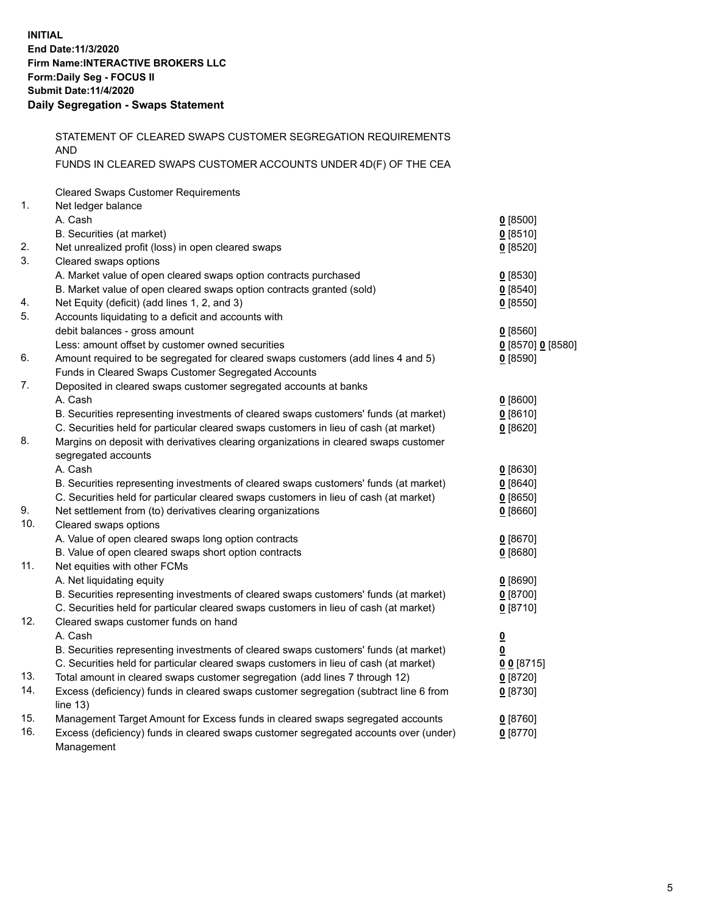**INITIAL**
**End Date:11/3/2020**
**Firm Name:INTERACTIVE BROKERS LLC**
**Form:Daily Seg - FOCUS II**
**Submit Date:11/4/2020**
**Daily Segregation - Swaps Statement**

STATEMENT OF CLEARED SWAPS CUSTOMER SEGREGATION REQUIREMENTS AND
FUNDS IN CLEARED SWAPS CUSTOMER ACCOUNTS UNDER 4D(F) OF THE CEA

| | | |
|---|---|---|
| | Cleared Swaps Customer Requirements | |
| 1. | Net ledger balance | |
| | A. Cash | 0 [8500] |
| | B. Securities (at market) | 0 [8510] |
| 2. | Net unrealized profit (loss) in open cleared swaps | 0 [8520] |
| 3. | Cleared swaps options | |
| | A. Market value of open cleared swaps option contracts purchased | 0 [8530] |
| | B. Market value of open cleared swaps option contracts granted (sold) | 0 [8540] |
| 4. | Net Equity (deficit) (add lines 1, 2, and 3) | 0 [8550] |
| 5. | Accounts liquidating to a deficit and accounts with | |
| | debit balances - gross amount | 0 [8560] |
| | Less: amount offset by customer owned securities | 0 [8570] 0 [8580] |
| 6. | Amount required to be segregated for cleared swaps customers (add lines 4 and 5) | 0 [8590] |
| | Funds in Cleared Swaps Customer Segregated Accounts | |
| 7. | Deposited in cleared swaps customer segregated accounts at banks | |
| | A. Cash | 0 [8600] |
| | B. Securities representing investments of cleared swaps customers' funds (at market) | 0 [8610] |
| | C. Securities held for particular cleared swaps customers in lieu of cash (at market) | 0 [8620] |
| 8. | Margins on deposit with derivatives clearing organizations in cleared swaps customer segregated accounts | |
| | A. Cash | 0 [8630] |
| | B. Securities representing investments of cleared swaps customers' funds (at market) | 0 [8640] |
| | C. Securities held for particular cleared swaps customers in lieu of cash (at market) | 0 [8650] |
| 9. | Net settlement from (to) derivatives clearing organizations | 0 [8660] |
| 10. | Cleared swaps options | |
| | A. Value of open cleared swaps long option contracts | 0 [8670] |
| | B. Value of open cleared swaps short option contracts | 0 [8680] |
| 11. | Net equities with other FCMs | |
| | A. Net liquidating equity | 0 [8690] |
| | B. Securities representing investments of cleared swaps customers' funds (at market) | 0 [8700] |
| | C. Securities held for particular cleared swaps customers in lieu of cash (at market) | 0 [8710] |
| 12. | Cleared swaps customer funds on hand | |
| | A. Cash | 0 |
| | B. Securities representing investments of cleared swaps customers' funds (at market) | 0 |
| | C. Securities held for particular cleared swaps customers in lieu of cash (at market) | 0 0 [8715] |
| 13. | Total amount in cleared swaps customer segregation (add lines 7 through 12) | 0 [8720] |
| 14. | Excess (deficiency) funds in cleared swaps customer segregation (subtract line 6 from line 13) | 0 [8730] |
| 15. | Management Target Amount for Excess funds in cleared swaps segregated accounts | 0 [8760] |
| 16. | Excess (deficiency) funds in cleared swaps customer segregated accounts over (under) Management | 0 [8770] |